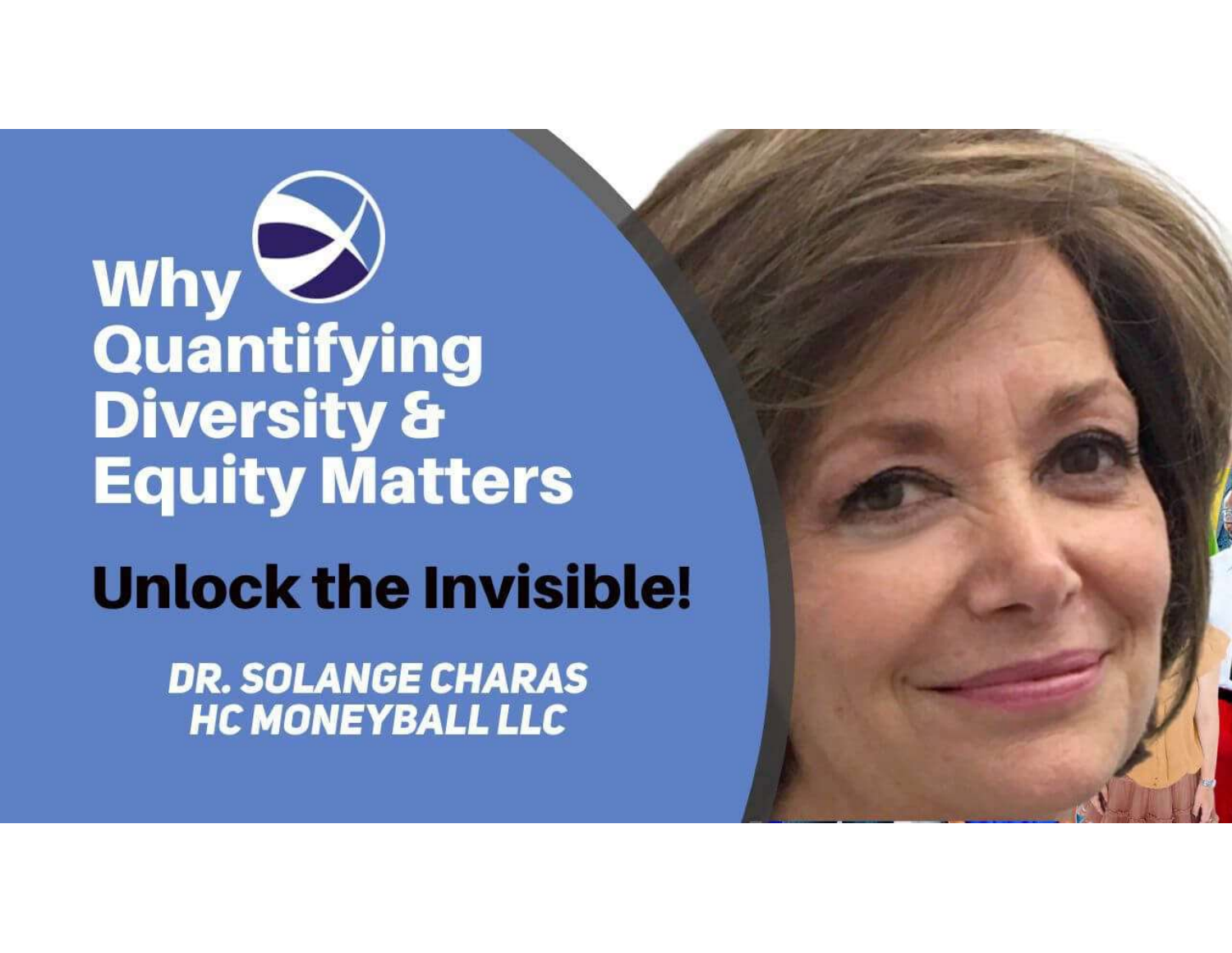# Why Quantifying Diversity & Equity Matters

## Unlock the Invisible!

***DR. SOLANGE CHARAS***
***HC MONEYBALL LLC***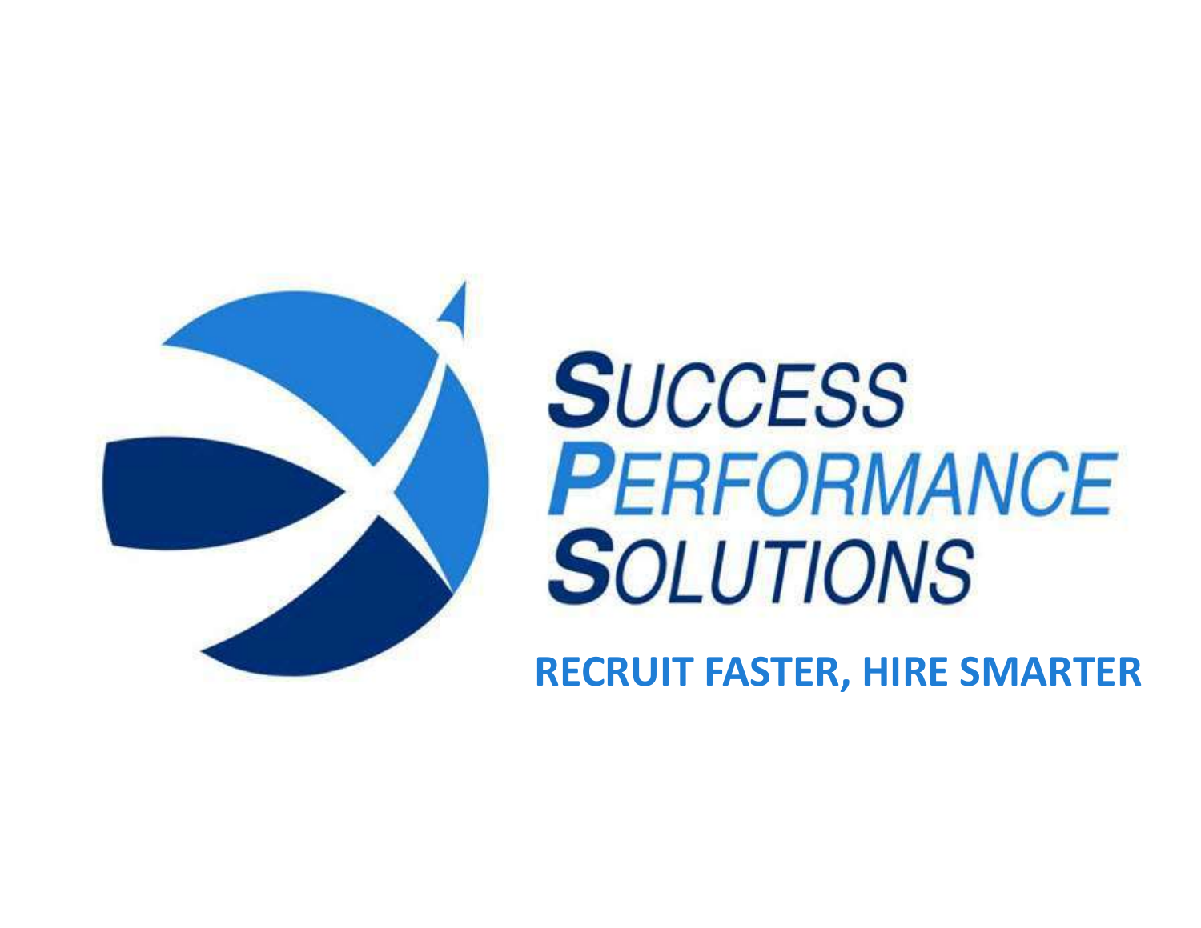# SUCCESS PERFORMANCE SOLUTIONS

**RECRUIT FASTER, HIRE SMARTER**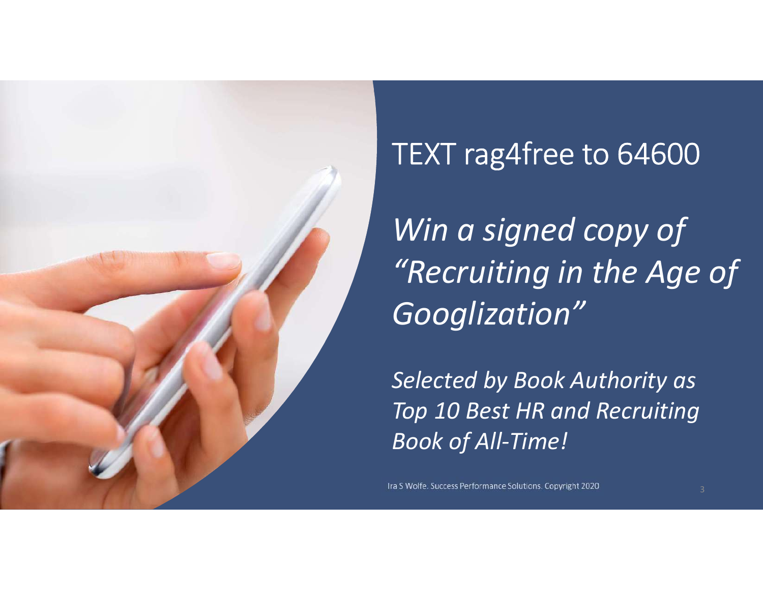TEXT rag4free to 64600

*Win a signed copy of "Recruiting in the Age of Googlization"*

*Selected by Book Authority as Top 10 Best HR and Recruiting Book of All-Time!*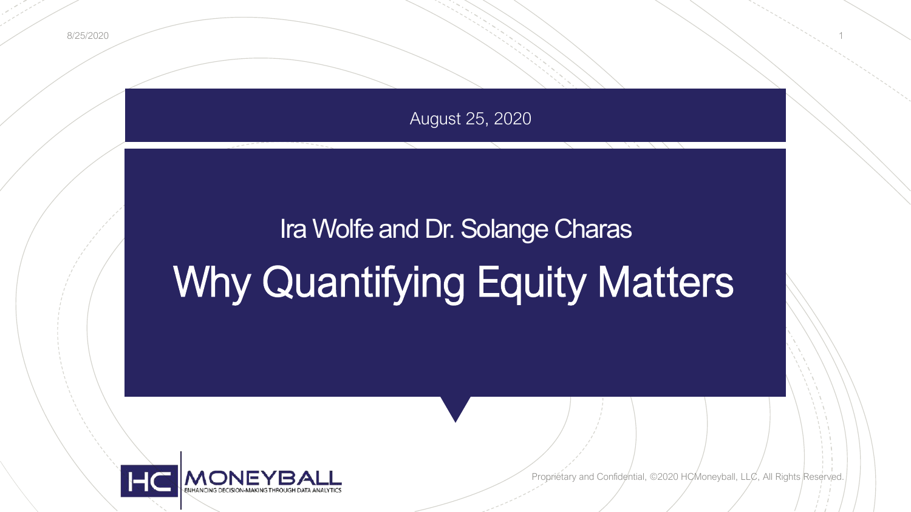August 25, 2020

Ira Wolfe and Dr. Solange Charas

# Why Quantifying Equity Matters

HC MONEYBALL
ENHANCING DECISION-MAKING THROUGH DATA ANALYTICS

Proprietary and Confidential, ©2020 HCMoneyball, LLC, All Rights Reserved.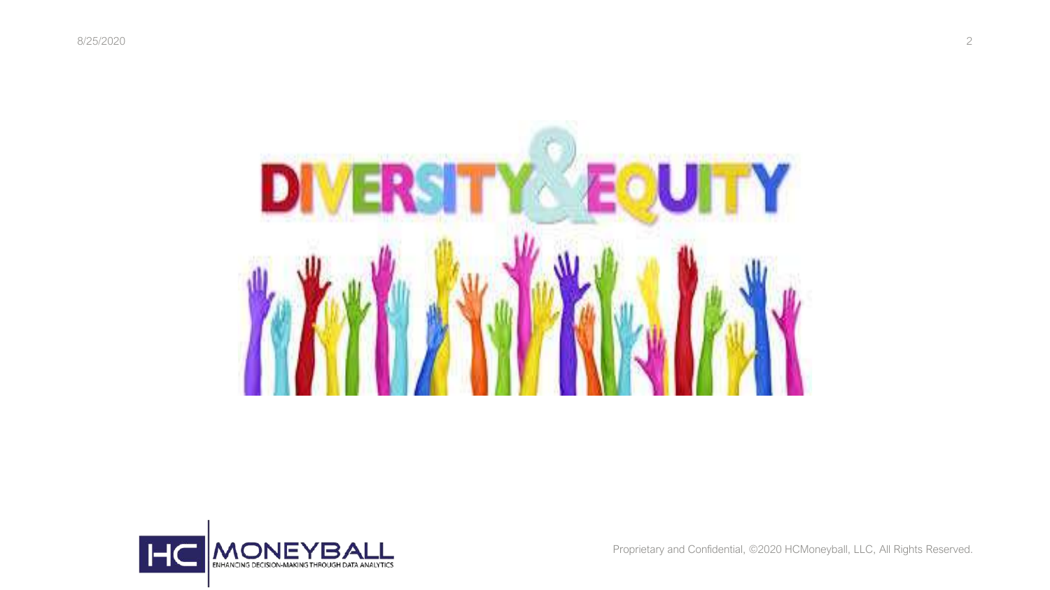# DIVERSITY & EQUITY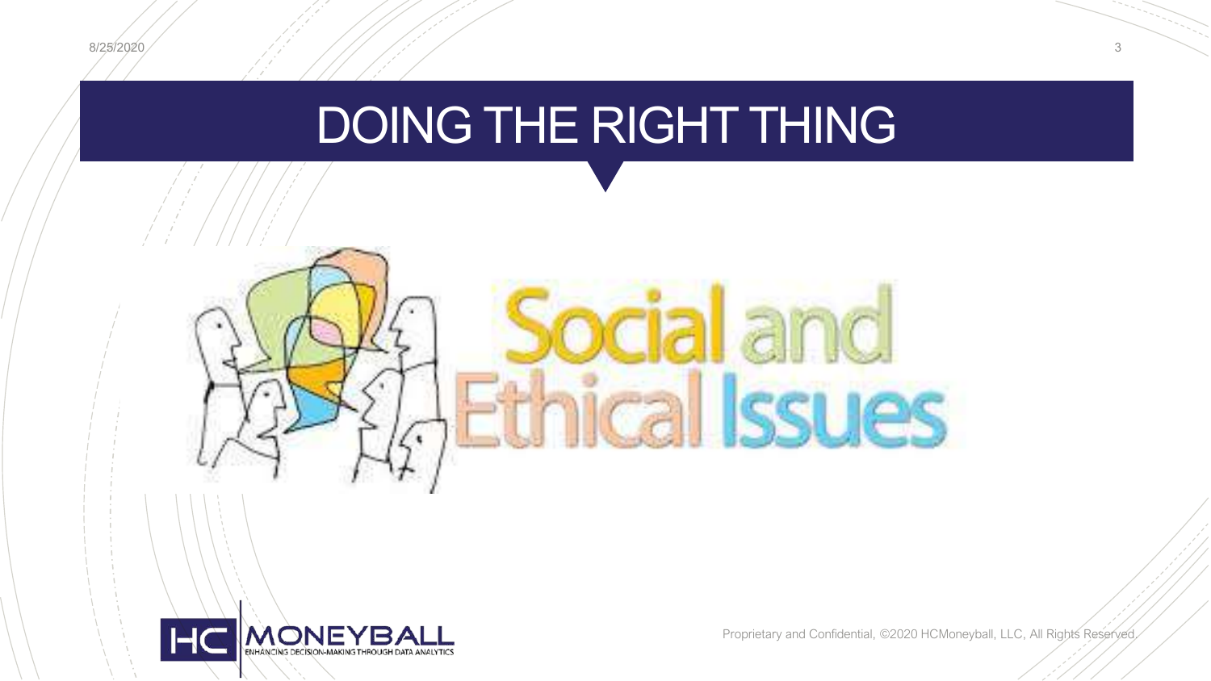# DOING THE RIGHT THING

Social and Ethical Issues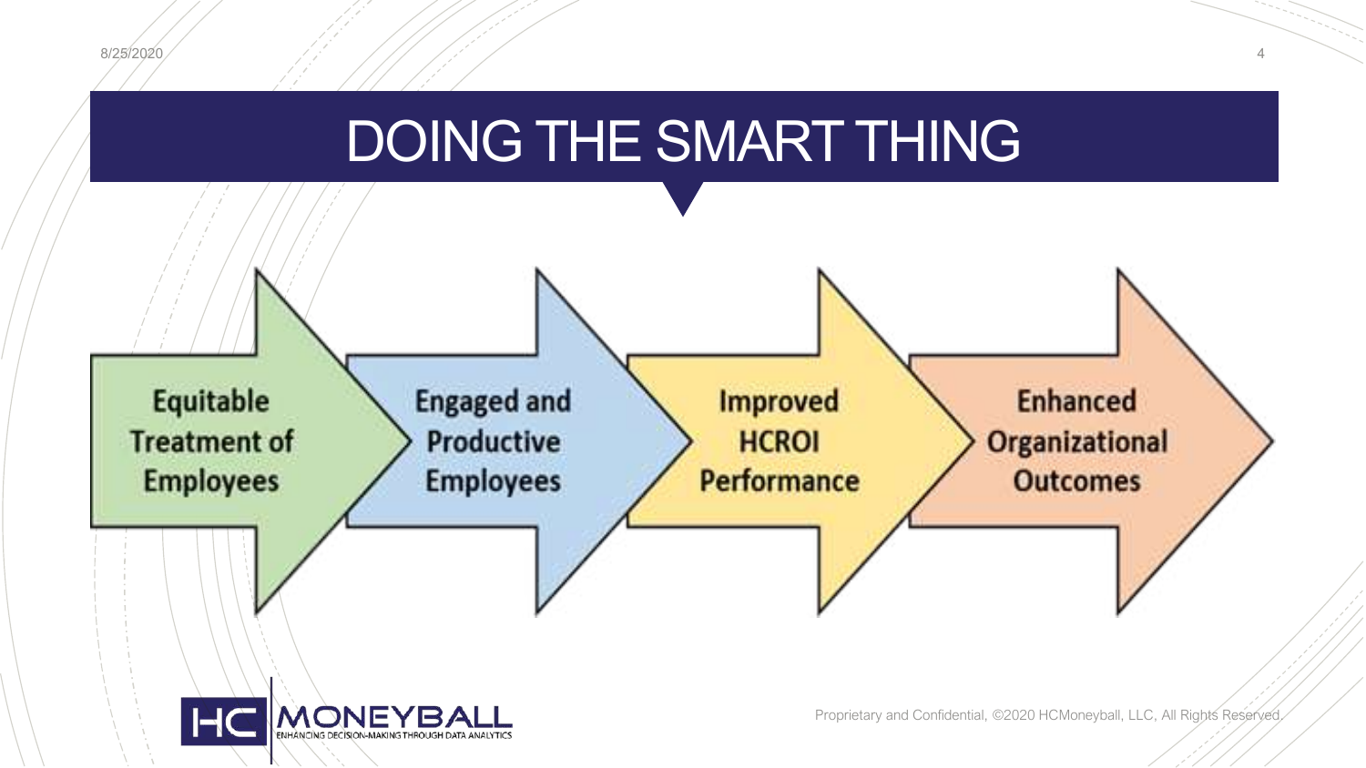# DOING THE SMART THING

Equitable Treatment of Employees → Engaged and Productive Employees → Improved HCROI Performance → Enhanced Organizational Outcomes

HC MONEYBALL
ENHANCING DECISION-MAKING THROUGH DATA ANALYTICS

Proprietary and Confidential, ©2020 HCMoneyball, LLC, All Rights Reserved.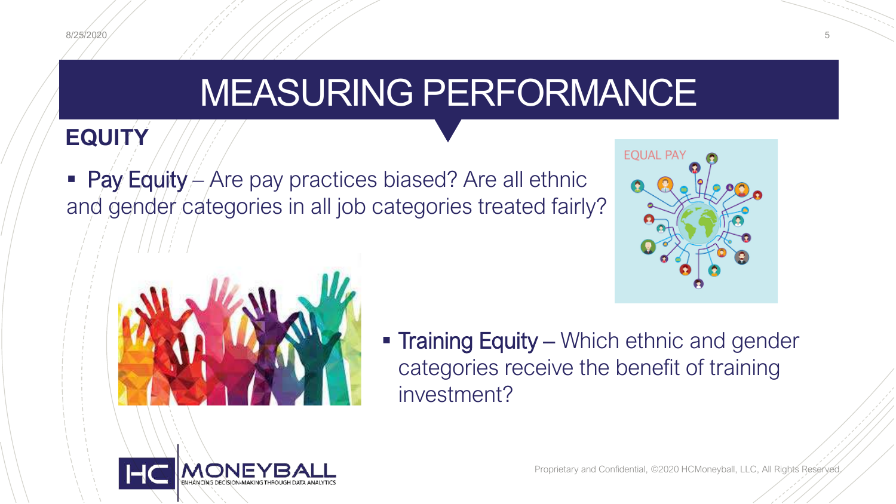# MEASURING PERFORMANCE

## EQUITY

- **Pay Equity** – Are pay practices biased? Are all ethnic and gender categories in all job categories treated fairly?

- **Training Equity** – Which ethnic and gender categories receive the benefit of training investment?

Proprietary and Confidential, ©2020 HCMoneyball, LLC, All Rights Reserved.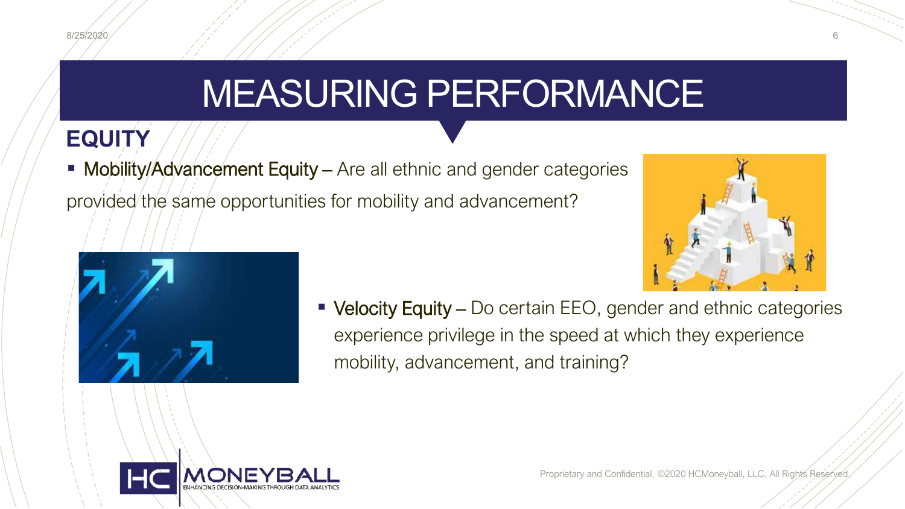# MEASURING PERFORMANCE

## EQUITY

- **Mobility/Advancement Equity** – Are all ethnic and gender categories provided the same opportunities for mobility and advancement?

- **Velocity Equity** – Do certain EEO, gender and ethnic categories experience privilege in the speed at which they experience mobility, advancement, and training?

Proprietary and Confidential, ©2020 HCMoneyball, LLC, All Rights Reserved.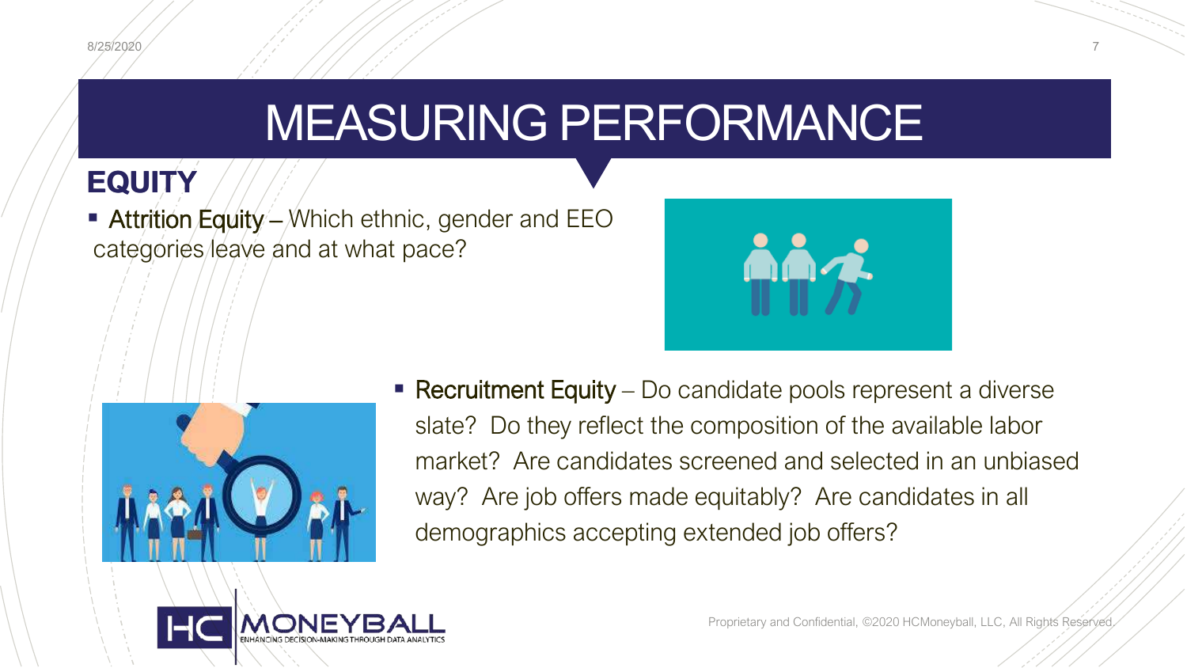# MEASURING PERFORMANCE

## EQUITY

- Attrition Equity – Which ethnic, gender and EEO categories leave and at what pace?

- Recruitment Equity – Do candidate pools represent a diverse slate? Do they reflect the composition of the available labor market? Are candidates screened and selected in an unbiased way? Are job offers made equitably? Are candidates in all demographics accepting extended job offers?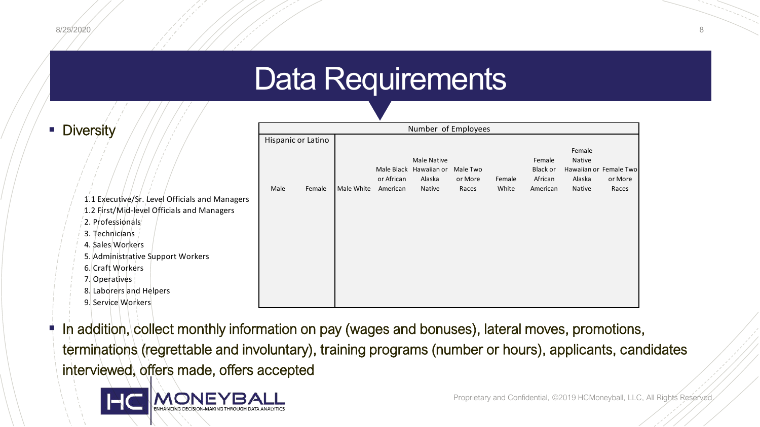# Data Requirements

- Diversity

| | Number of Employees | | | | | | | | | |
|---|---|---|---|---|---|---|---|---|---|---|
| | Hispanic or Latino | | | | | | | | | |
| | Male | Female | Male White | Male Black or African American | Male Native Hawaiian or Alaska Native | Male Two or More Races | Female White | Female Black or African American | Female Native Hawaiian or Alaska Native | Female Two or More Races |
| 1.1 Executive/Sr. Level Officials and Managers | | | | | | | | | | |
| 1.2 First/Mid-level Officials and Managers | | | | | | | | | | |
| 2. Professionals | | | | | | | | | | |
| 3. Technicians | | | | | | | | | | |
| 4. Sales Workers | | | | | | | | | | |
| 5. Administrative Support Workers | | | | | | | | | | |
| 6. Craft Workers | | | | | | | | | | |
| 7. Operatives | | | | | | | | | | |
| 8. Laborers and Helpers | | | | | | | | | | |
| 9. Service Workers | | | | | | | | | | |

- In addition, collect monthly information on pay (wages and bonuses), lateral moves, promotions, terminations (regrettable and involuntary), training programs (number or hours), applicants, candidates interviewed, offers made, offers accepted

HC MONEYBALL
ENHANCING DECISION-MAKING THROUGH DATA ANALYTICS

Proprietary and Confidential, ©2019 HCMoneyball, LLC, All Rights Reserved.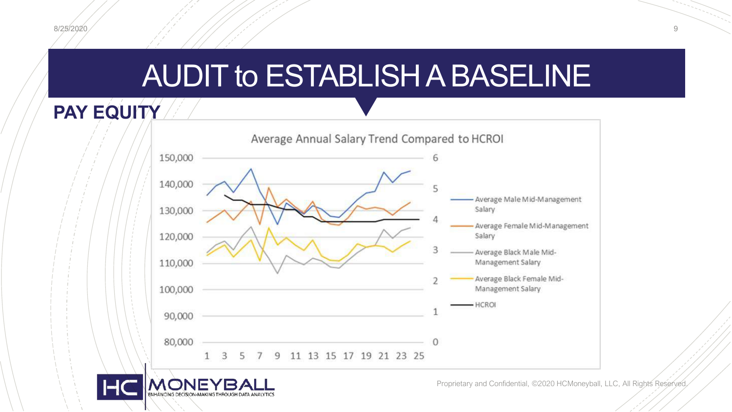# AUDIT to ESTABLISH A BASELINE

## PAY EQUITY

Average Annual Salary Trend Compared to HCROI

- Average Male Mid-Management Salary
- Average Female Mid-Management Salary
- Average Black Male Mid-Management Salary
- Average Black Female Mid-Management Salary
- HCROI

Proprietary and Confidential, ©2020 HCMoneyball, LLC, All Rights Reserved.

HC MONEYBALL — ENHANCING DECISION-MAKING THROUGH DATA ANALYTICS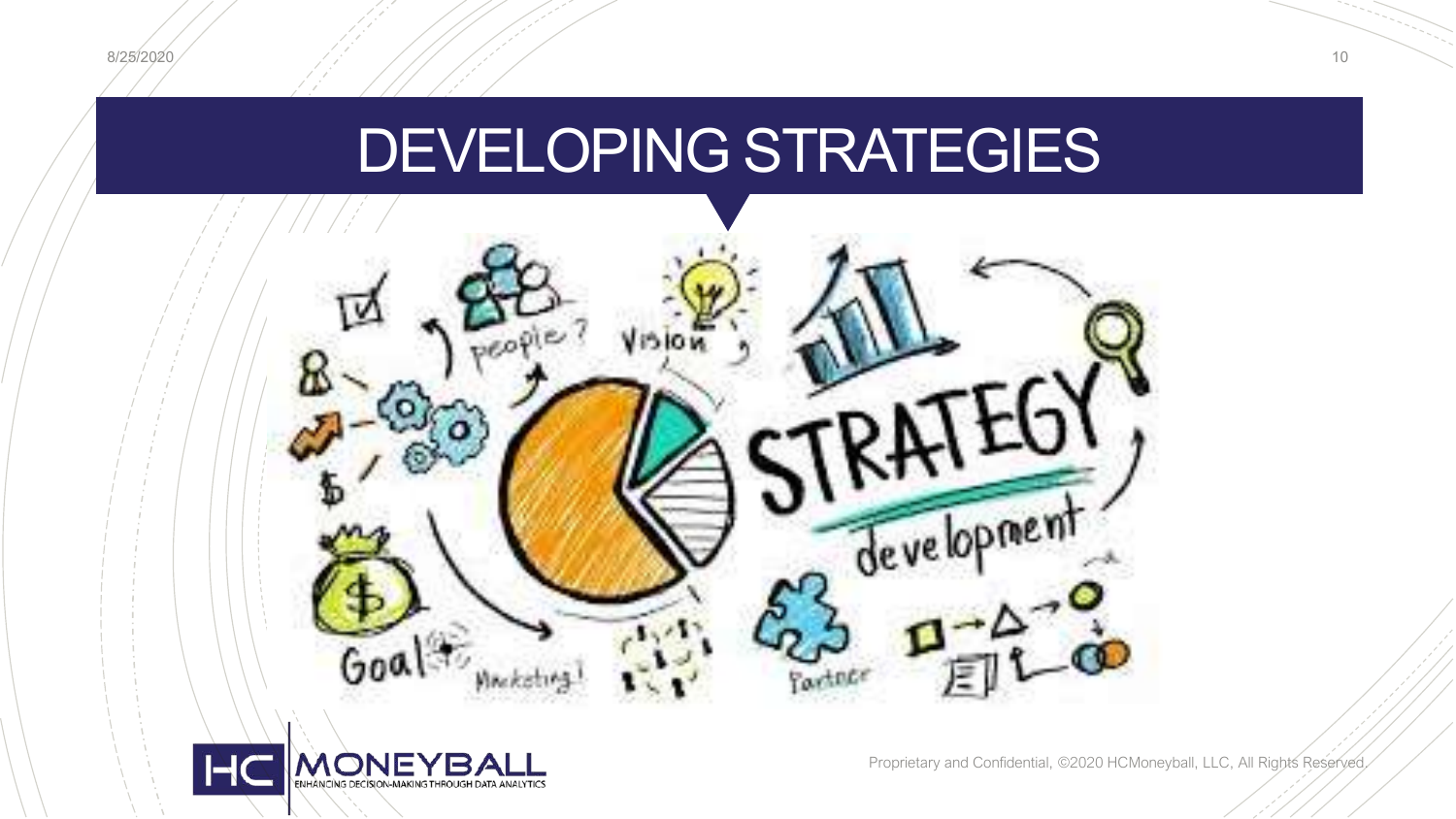# DEVELOPING STRATEGIES

Proprietary and Confidential, ©2020 HCMoneyball, LLC, All Rights Reserved.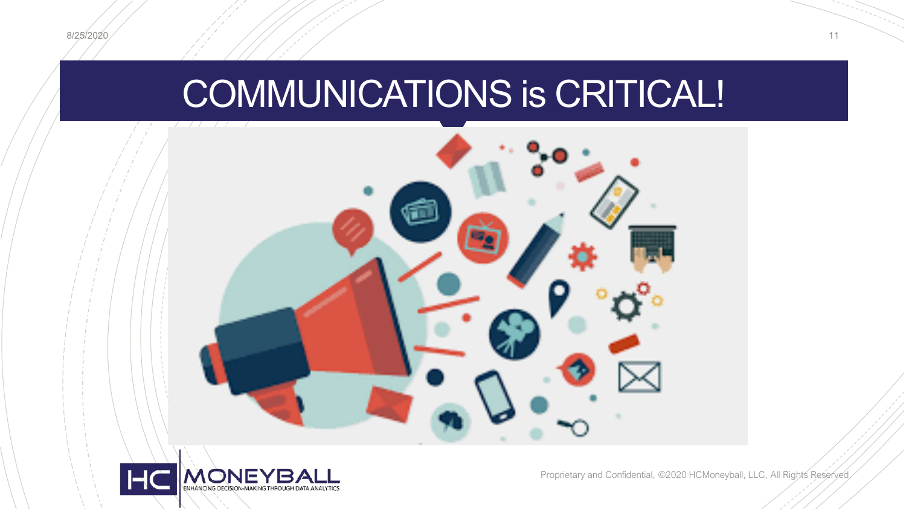# COMMUNICATIONS is CRITICAL!

Proprietary and Confidential, ©2020 HCMoneyball, LLC, All Rights Reserved.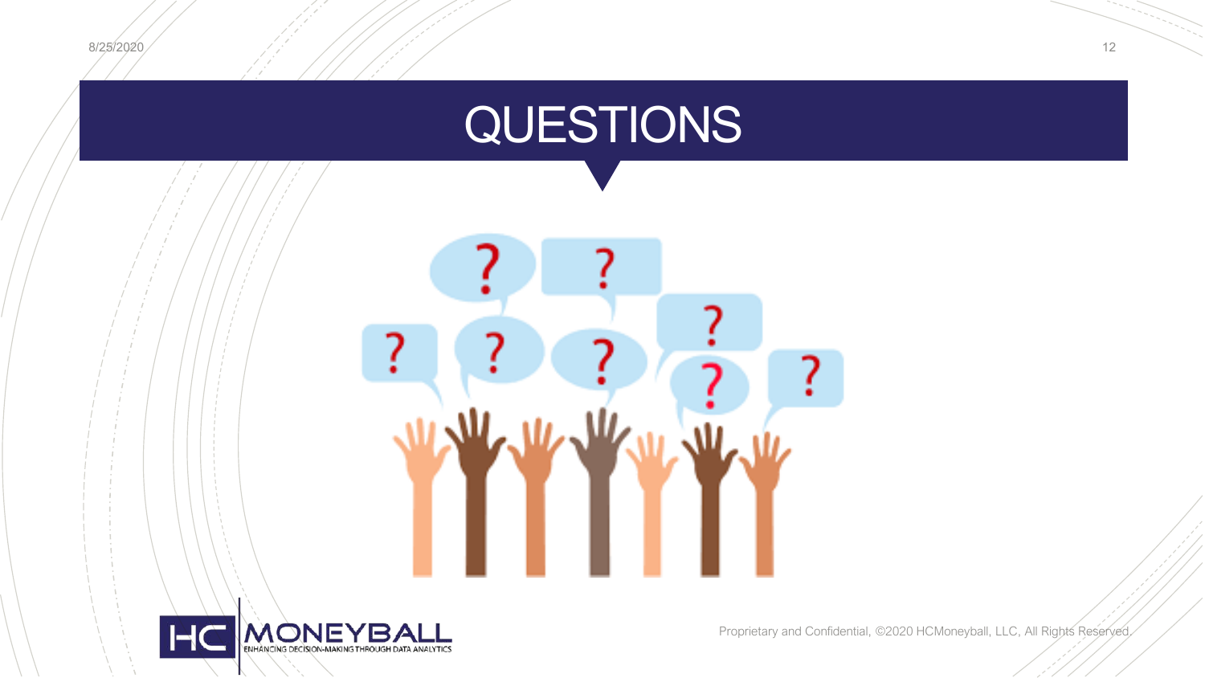# QUESTIONS

Proprietary and Confidential, ©2020 HCMoneyball, LLC, All Rights Reserved.